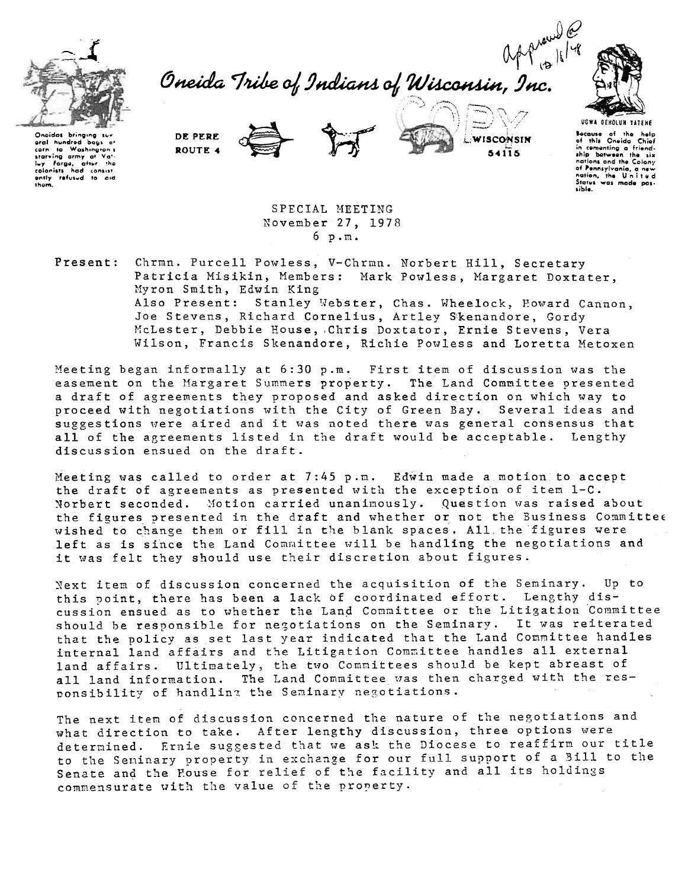Approved @ 12/1/78

# Oneida Tribe of Indians of Wisconsin, Inc.

Oneidas bringing several hundred bags of corn to Washington's starving army at Valley Forge, after the colonists had consistently refused to aid them.

DE PERE
ROUTE 4

WISCONSIN
54115

COPY

UGWA DEHOLUN YATEHE

Because of the help of this Oneida Chief in cementing a friendship between the six nations and the Colony of Pennsylvania, a new nation, the United States was made possible.

SPECIAL MEETING
November 27, 1978
6 p.m.

**Present:** Chrmn. Purcell Powless, V-Chrmn. Norbert Hill, Secretary Patricia Misikin, Members: Mark Powless, Margaret Doxtater, Myron Smith, Edwin King
Also Present: Stanley Webster, Chas. Wheelock, Howard Cannon, Joe Stevens, Richard Cornelius, Artley Skenandore, Gordy McLester, Debbie House, Chris Doxtator, Ernie Stevens, Vera Wilson, Francis Skenandore, Richie Powless and Loretta Metoxen

Meeting began informally at 6:30 p.m. First item of discussion was the easement on the Margaret Summers property. The Land Committee presented a draft of agreements they proposed and asked direction on which way to proceed with negotiations with the City of Green Bay. Several ideas and suggestions were aired and it was noted there was general consensus that all of the agreements listed in the draft would be acceptable. Lengthy discussion ensued on the draft.

Meeting was called to order at 7:45 p.m. Edwin made a motion to accept the draft of agreements as presented with the exception of item 1-C. Norbert seconded. Motion carried unanimously. Question was raised about the figures presented in the draft and whether or not the Business Committee wished to change them or fill in the blank spaces. All the figures were left as is since the Land Committee will be handling the negotiations and it was felt they should use their discretion about figures.

Next item of discussion concerned the acquisition of the Seminary. Up to this point, there has been a lack of coordinated effort. Lengthy discussion ensued as to whether the Land Committee or the Litigation Committee should be responsible for negotiations on the Seminary. It was reiterated that the policy as set last year indicated that the Land Committee handles internal land affairs and the Litigation Committee handles all external land affairs. Ultimately, the two Committees should be kept abreast of all land information. The Land Committee was then charged with the responsibility of handling the Seminary negotiations.

The next item of discussion concerned the nature of the negotiations and what direction to take. After lengthy discussion, three options were determined. Ernie suggested that we ask the Diocese to reaffirm our title to the Seminary property in exchange for our full support of a Bill to the Senate and the House for relief of the facility and all its holdings commensurate with the value of the property.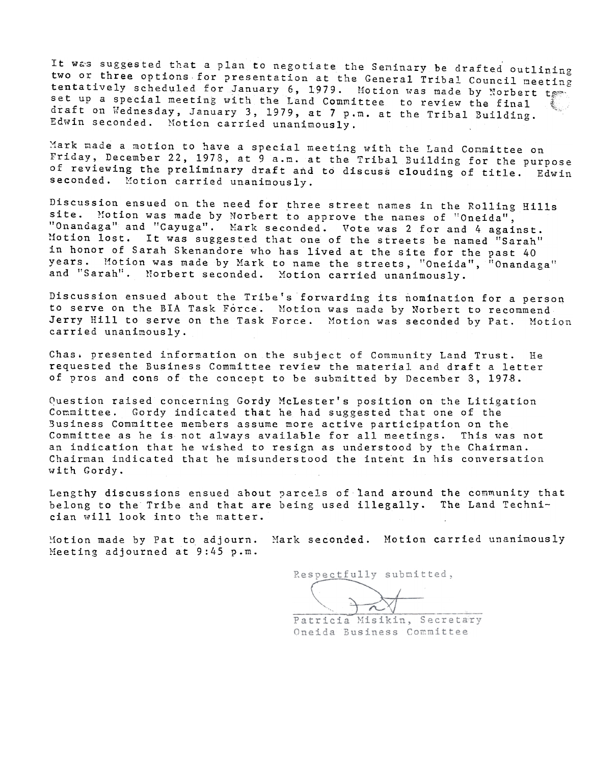It was suggested that a plan to negotiate the Seminary be drafted outlining two or three options for presentation at the General Tribal Council meeting tentatively scheduled for January 6, 1979. Motion was made by Norbert to set up a special meeting with the Land Committee to review the final draft on Wednesday, January 3, 1979, at 7 p.m. at the Tribal Building. Edwin seconded. Motion carried unanimously.

Mark made a motion to have a special meeting with the Land Committee on Friday, December 22, 1978, at 9 a.m. at the Tribal Building for the purpose of reviewing the preliminary draft and to discuss clouding of title. Edwin seconded. Motion carried unanimously.

Discussion ensued on the need for three street names in the Rolling Hills site. Motion was made by Norbert to approve the names of "Oneida", "Onandaga" and "Cayuga". Mark seconded. Vote was 2 for and 4 against. Motion lost. It was suggested that one of the streets be named "Sarah" in honor of Sarah Skenandore who has lived at the site for the past 40 years. Motion was made by Mark to name the streets, "Oneida", "Onandaga" and "Sarah". Norbert seconded. Motion carried unanimously.

Discussion ensued about the Tribe's forwarding its nomination for a person to serve on the BIA Task Force. Motion was made by Norbert to recommend Jerry Hill to serve on the Task Force. Motion was seconded by Pat. Motion carried unanimously.

Chas. presented information on the subject of Community Land Trust. He requested the Business Committee review the material and draft a letter of pros and cons of the concept to be submitted by December 8, 1978.

Question raised concerning Gordy McLester's position on the Litigation Committee. Gordy indicated that he had suggested that one of the Business Committee members assume more active participation on the Committee as he is not always available for all meetings. This was not an indication that he wished to resign as understood by the Chairman. Chairman indicated that he misunderstood the intent in his conversation with Gordy.

Lengthy discussions ensued about parcels of land around the community that belong to the Tribe and that are being used illegally. The Land Technician will look into the matter.

Motion made by Pat to adjourn. Mark seconded. Motion carried unanimously Meeting adjourned at 9:45 p.m.

Respectfully submitted,

Patricia Misikin, Secretary
Oneida Business Committee